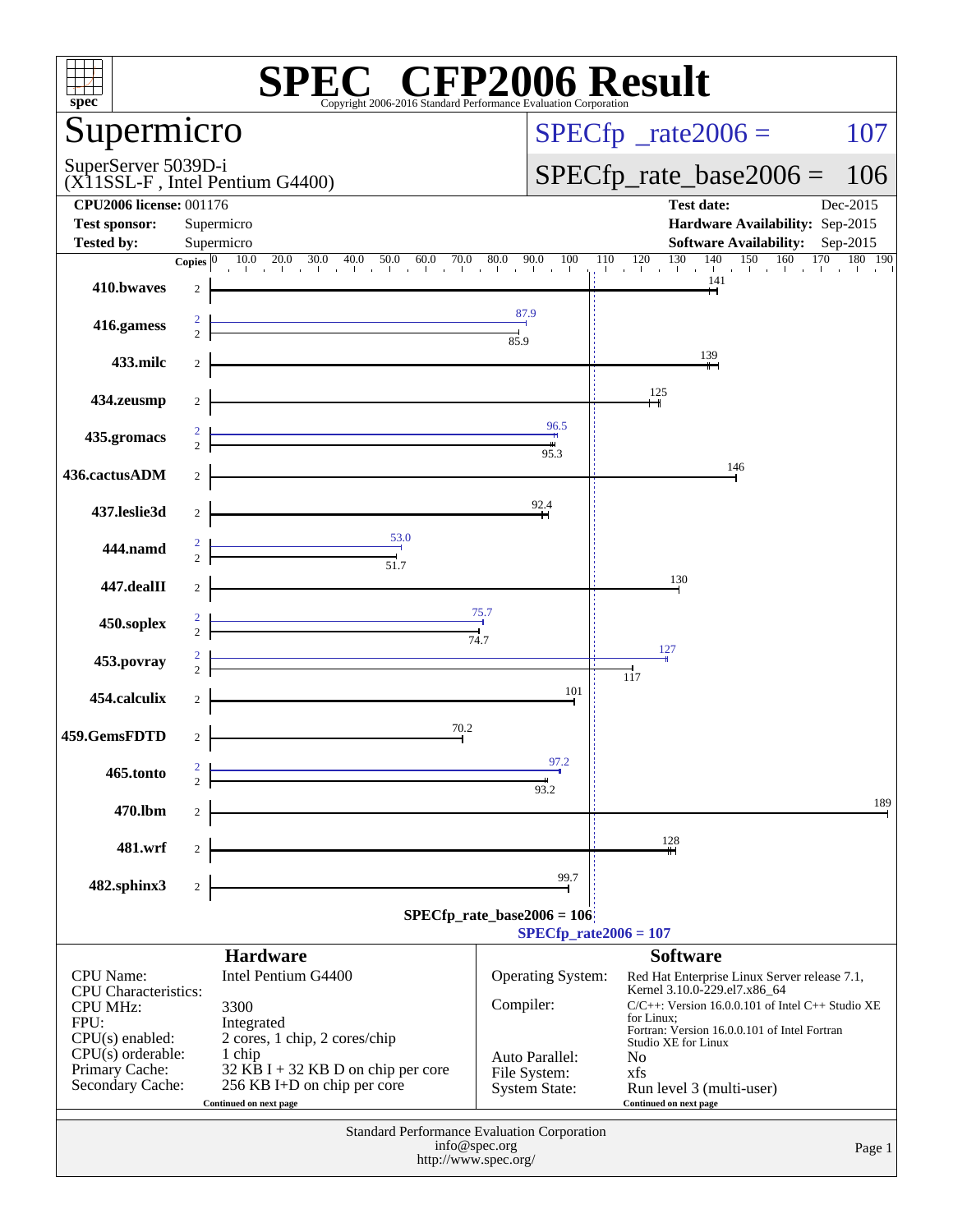# SPEC CFP2006 Result

Copyright 2006-2016 Standard Performance Evaluation Corporation

## Supermicro

SuperServer 5039D-i
(X11SSL-F , Intel Pentium G4400)

SPECfp_rate2006 = 107

SPECfp_rate_base2006 = 106

| | | | |
|---|---|---|---|
| **CPU2006 license:** 001176 | | **Test date:** | Dec-2015 |
| **Test sponsor:** | Supermicro | **Hardware Availability:** | Sep-2015 |
| **Tested by:** | Supermicro | **Software Availability:** | Sep-2015 |

| Benchmark | Copies | Base | Peak |
|---|---|---|---|
| 410.bwaves | 2 | 141 | |
| 416.gamess | 2 | 85.9 | 87.9 |
| 433.milc | 2 | 139 | |
| 434.zeusmp | 2 | 125 | |
| 435.gromacs | 2 | 95.3 | 96.5 |
| 436.cactusADM | 2 | 146 | |
| 437.leslie3d | 2 | 92.4 | |
| 444.namd | 2 | 51.7 | 53.0 |
| 447.dealII | 2 | 130 | |
| 450.soplex | 2 | 74.7 | 75.7 |
| 453.povray | 2 | 117 | 127 |
| 454.calculix | 2 | 101 | |
| 459.GemsFDTD | 2 | 70.2 | |
| 465.tonto | 2 | 93.2 | 97.2 |
| 470.lbm | 2 | 189 | |
| 481.wrf | 2 | 128 | |
| 482.sphinx3 | 2 | 99.7 | |

SPECfp_rate_base2006 = 106

SPECfp_rate2006 = 107

### Hardware

| | |
|---|---|
| CPU Name: | Intel Pentium G4400 |
| CPU Characteristics: | |
| CPU MHz: | 3300 |
| FPU: | Integrated |
| CPU(s) enabled: | 2 cores, 1 chip, 2 cores/chip |
| CPU(s) orderable: | 1 chip |
| Primary Cache: | 32 KB I + 32 KB D on chip per core |
| Secondary Cache: | 256 KB I+D on chip per core |

Continued on next page

### Software

| | |
|---|---|
| Operating System: | Red Hat Enterprise Linux Server release 7.1, Kernel 3.10.0-229.el7.x86_64 |
| Compiler: | C/C++: Version 16.0.0.101 of Intel C++ Studio XE for Linux; Fortran: Version 16.0.0.101 of Intel Fortran Studio XE for Linux |
| Auto Parallel: | No |
| File System: | xfs |
| System State: | Run level 3 (multi-user) |

Continued on next page

Standard Performance Evaluation Corporation
info@spec.org
http://www.spec.org/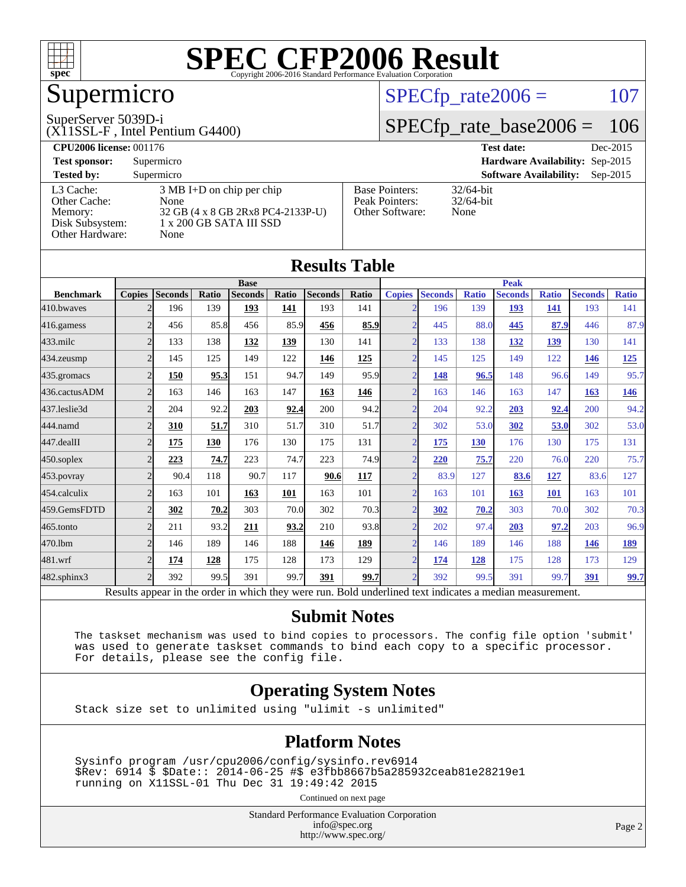# SPEC CFP2006 Result

Copyright 2006-2016 Standard Performance Evaluation Corporation

## Supermicro

SuperServer 5039D-i
(X11SSL-F , Intel Pentium G4400)

SPECfp_rate2006 = 107

SPECfp_rate_base2006 = 106

**CPU2006 license:** 001176 | **Test date:** Dec-2015

**Test sponsor:** Supermicro | **Hardware Availability:** Sep-2015

**Tested by:** Supermicro | **Software Availability:** Sep-2015

| | |
|---|---|
| L3 Cache: | 3 MB I+D on chip per chip |
| Other Cache: | None |
| Memory: | 32 GB (4 x 8 GB 2Rx8 PC4-2133P-U) |
| Disk Subsystem: | 1 x 200 GB SATA III SSD |
| Other Hardware: | None |

| | |
|---|---|
| Base Pointers: | 32/64-bit |
| Peak Pointers: | 32/64-bit |
| Other Software: | None |

## Results Table

| | Base | | | | | | | Peak | | | | | | |
|---|---|---|---|---|---|---|---|---|---|---|---|---|---|---|
| Benchmark | Copies | Seconds | Ratio | Seconds | Ratio | Seconds | Ratio | Copies | Seconds | Ratio | Seconds | Ratio | Seconds | Ratio |
| 410.bwaves | 2 | 196 | 139 | **193** | **141** | 193 | 141 | 2 | 196 | 139 | **193** | **141** | 193 | 141 |
| 416.gamess | 2 | 456 | 85.8 | 456 | 85.9 | **456** | **85.9** | 2 | 445 | 88.0 | **445** | **87.9** | 446 | 87.9 |
| 433.milc | 2 | 133 | 138 | **132** | **139** | 130 | 141 | 2 | 133 | 138 | **132** | **139** | 130 | 141 |
| 434.zeusmp | 2 | 145 | 125 | 149 | 122 | **146** | **125** | 2 | 145 | 125 | 149 | 122 | **146** | **125** |
| 435.gromacs | 2 | **150** | **95.3** | 151 | 94.7 | 149 | 95.9 | 2 | **148** | **96.5** | 148 | 96.6 | 149 | 95.7 |
| 436.cactusADM | 2 | 163 | 146 | 163 | 147 | **163** | **146** | 2 | 163 | 146 | 163 | 147 | **163** | **146** |
| 437.leslie3d | 2 | 204 | 92.2 | **203** | **92.4** | 200 | 94.2 | 2 | 204 | 92.2 | **203** | **92.4** | 200 | 94.2 |
| 444.namd | 2 | **310** | **51.7** | 310 | 51.7 | 310 | 51.7 | 2 | 302 | 53.0 | **302** | **53.0** | 302 | 53.0 |
| 447.dealII | 2 | **175** | **130** | 176 | 130 | 175 | 131 | 2 | **175** | **130** | 176 | 130 | 175 | 131 |
| 450.soplex | 2 | **223** | **74.7** | 223 | 74.7 | 223 | 74.9 | 2 | **220** | **75.7** | 220 | 76.0 | 220 | 75.7 |
| 453.povray | 2 | 90.4 | 118 | 90.7 | 117 | **90.6** | **117** | 2 | 83.9 | 127 | **83.6** | **127** | 83.6 | 127 |
| 454.calculix | 2 | 163 | 101 | **163** | **101** | 163 | 101 | 2 | 163 | 101 | **163** | **101** | 163 | 101 |
| 459.GemsFDTD | 2 | **302** | **70.2** | 303 | 70.0 | 302 | 70.3 | 2 | **302** | **70.2** | 303 | 70.0 | 302 | 70.3 |
| 465.tonto | 2 | 211 | 93.2 | **211** | **93.2** | 210 | 93.8 | 2 | 202 | 97.4 | **203** | **97.2** | 203 | 96.9 |
| 470.lbm | 2 | 146 | 189 | 146 | 188 | **146** | **189** | 2 | 146 | 189 | 146 | 188 | **146** | **189** |
| 481.wrf | 2 | **174** | **128** | 175 | 128 | 173 | 129 | 2 | **174** | **128** | 175 | 128 | 173 | 129 |
| 482.sphinx3 | 2 | 392 | 99.5 | 391 | 99.7 | **391** | **99.7** | 2 | 392 | 99.5 | 391 | 99.7 | **391** | **99.7** |

Results appear in the order in which they were run. Bold underlined text indicates a median measurement.

## Submit Notes

```
The taskset mechanism was used to bind copies to processors. The config file option 'submit'
was used to generate taskset commands to bind each copy to a specific processor.
For details, please see the config file.
```

## Operating System Notes

```
Stack size set to unlimited using "ulimit -s unlimited"
```

## Platform Notes

```
Sysinfo program /usr/cpu2006/config/sysinfo.rev6914
$Rev: 6914 $ $Date:: 2014-06-25 #$ e3fbb8667b5a285932ceab81e28219e1
running on X11SSL-01 Thu Dec 31 19:49:42 2015
```

Continued on next page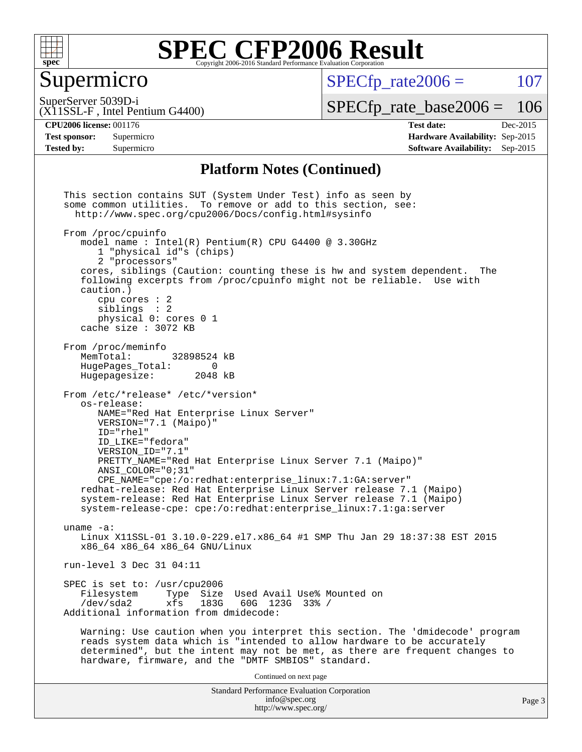# Supermicro

SuperServer 5039D-i
(X11SSL-F , Intel Pentium G4400)

SPECfp_rate2006 = 107

SPECfp_rate_base2006 = 106

**CPU2006 license:** 001176
**Test sponsor:** Supermicro
**Tested by:** Supermicro

**Test date:** Dec-2015
**Hardware Availability:** Sep-2015
**Software Availability:** Sep-2015

## Platform Notes (Continued)

```
This section contains SUT (System Under Test) info as seen by
some common utilities.  To remove or add to this section, see:
  http://www.spec.org/cpu2006/Docs/config.html#sysinfo

From /proc/cpuinfo
   model name : Intel(R) Pentium(R) CPU G4400 @ 3.30GHz
      1 "physical id"s (chips)
      2 "processors"
   cores, siblings (Caution: counting these is hw and system dependent.  The
   following excerpts from /proc/cpuinfo might not be reliable.  Use with
   caution.)
      cpu cores : 2
      siblings  : 2
      physical 0: cores 0 1
   cache size : 3072 KB

From /proc/meminfo
   MemTotal:       32898524 kB
   HugePages_Total:       0
   Hugepagesize:       2048 kB

From /etc/*release* /etc/*version*
   os-release:
      NAME="Red Hat Enterprise Linux Server"
      VERSION="7.1 (Maipo)"
      ID="rhel"
      ID_LIKE="fedora"
      VERSION_ID="7.1"
      PRETTY_NAME="Red Hat Enterprise Linux Server 7.1 (Maipo)"
      ANSI_COLOR="0;31"
      CPE_NAME="cpe:/o:redhat:enterprise_linux:7.1:GA:server"
   redhat-release: Red Hat Enterprise Linux Server release 7.1 (Maipo)
   system-release: Red Hat Enterprise Linux Server release 7.1 (Maipo)
   system-release-cpe: cpe:/o:redhat:enterprise_linux:7.1:ga:server

uname -a:
   Linux X11SSL-01 3.10.0-229.el7.x86_64 #1 SMP Thu Jan 29 18:37:38 EST 2015
   x86_64 x86_64 x86_64 GNU/Linux

run-level 3 Dec 31 04:11

SPEC is set to: /usr/cpu2006
   Filesystem     Type  Size  Used Avail Use% Mounted on
   /dev/sda2      xfs   183G   60G  123G  33% /
Additional information from dmidecode:

   Warning: Use caution when you interpret this section. The 'dmidecode' program
   reads system data which is "intended to allow hardware to be accurately
   determined", but the intent may not be met, as there are frequent changes to
   hardware, firmware, and the "DMTF SMBIOS" standard.
```

Continued on next page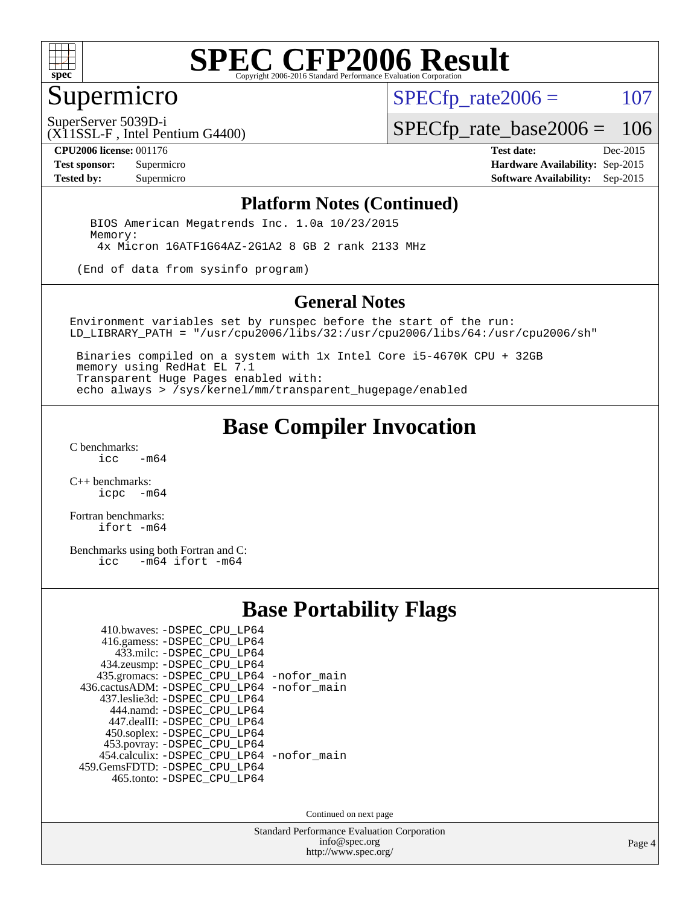# SPEC CFP2006 Result

Copyright 2006-2016 Standard Performance Evaluation Corporation

## Supermicro

SuperServer 5039D-i
(X11SSL-F , Intel Pentium G4400)

SPECfp_rate2006 = 107

SPECfp_rate_base2006 = 106

**CPU2006 license:** 001176
**Test sponsor:** Supermicro
**Tested by:** Supermicro

**Test date:** Dec-2015
**Hardware Availability:** Sep-2015
**Software Availability:** Sep-2015

### Platform Notes (Continued)

```
BIOS American Megatrends Inc. 1.0a 10/23/2015
Memory:
 4x Micron 16ATF1G64AZ-2G1A2 8 GB 2 rank 2133 MHz

(End of data from sysinfo program)
```

### General Notes

```
Environment variables set by runspec before the start of the run:
LD_LIBRARY_PATH = "/usr/cpu2006/libs/32:/usr/cpu2006/libs/64:/usr/cpu2006/sh"

 Binaries compiled on a system with 1x Intel Core i5-4670K CPU + 32GB
 memory using RedHat EL 7.1
 Transparent Huge Pages enabled with:
 echo always > /sys/kernel/mm/transparent_hugepage/enabled
```

## Base Compiler Invocation

C benchmarks:
```
icc   -m64
```

C++ benchmarks:
```
icpc  -m64
```

Fortran benchmarks:
```
ifort -m64
```

Benchmarks using both Fortran and C:
```
icc   -m64 ifort -m64
```

## Base Portability Flags

```
    410.bwaves: -DSPEC_CPU_LP64
    416.gamess: -DSPEC_CPU_LP64
      433.milc: -DSPEC_CPU_LP64
    434.zeusmp: -DSPEC_CPU_LP64
   435.gromacs: -DSPEC_CPU_LP64 -nofor_main
436.cactusADM: -DSPEC_CPU_LP64 -nofor_main
  437.leslie3d: -DSPEC_CPU_LP64
     444.namd: -DSPEC_CPU_LP64
   447.dealII: -DSPEC_CPU_LP64
   450.soplex: -DSPEC_CPU_LP64
   453.povray: -DSPEC_CPU_LP64
  454.calculix: -DSPEC_CPU_LP64 -nofor_main
459.GemsFDTD: -DSPEC_CPU_LP64
    465.tonto: -DSPEC_CPU_LP64
```

Continued on next page

Standard Performance Evaluation Corporation
info@spec.org
http://www.spec.org/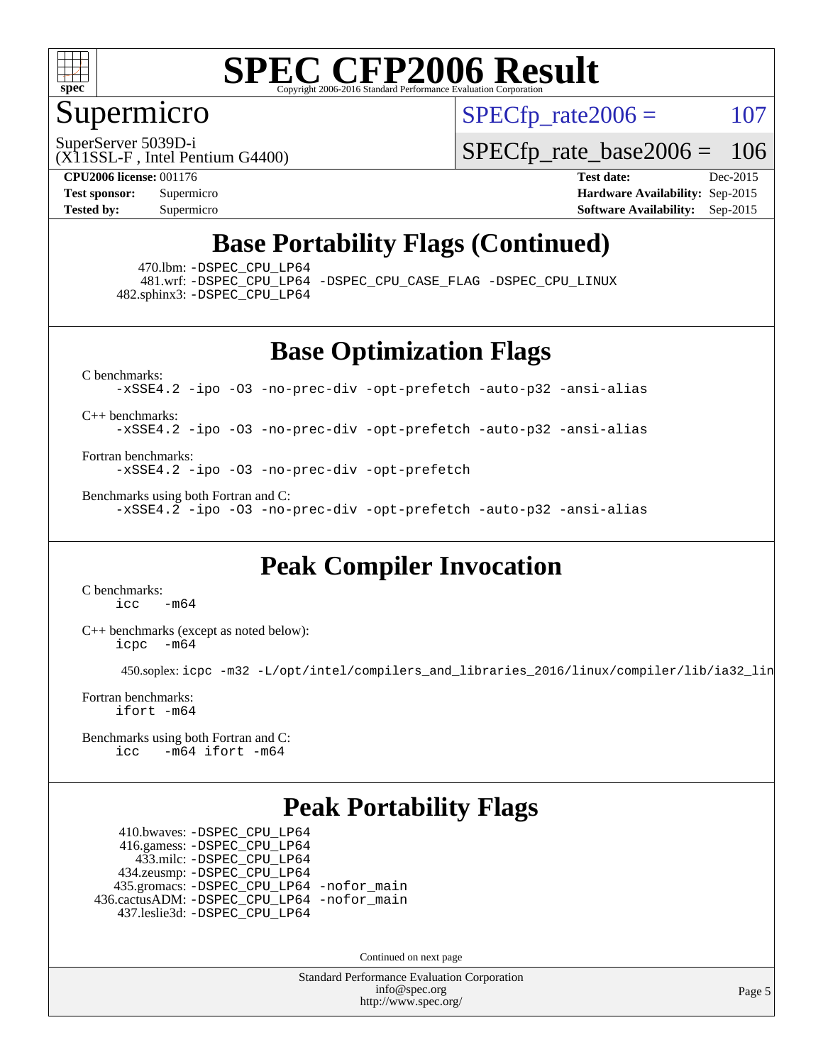# SPEC CFP2006 Result

Copyright 2006-2016 Standard Performance Evaluation Corporation

## Supermicro

SuperServer 5039D-i
(X11SSL-F , Intel Pentium G4400)

SPECfp_rate2006 = 107

SPECfp_rate_base2006 = 106

**CPU2006 license:** 001176
**Test sponsor:** Supermicro
**Tested by:** Supermicro

**Test date:** Dec-2015
**Hardware Availability:** Sep-2015
**Software Availability:** Sep-2015

## Base Portability Flags (Continued)

470.lbm: `-DSPEC_CPU_LP64`
481.wrf: `-DSPEC_CPU_LP64 -DSPEC_CPU_CASE_FLAG -DSPEC_CPU_LINUX`
482.sphinx3: `-DSPEC_CPU_LP64`

## Base Optimization Flags

C benchmarks:
`-xSSE4.2 -ipo -O3 -no-prec-div -opt-prefetch -auto-p32 -ansi-alias`

C++ benchmarks:
`-xSSE4.2 -ipo -O3 -no-prec-div -opt-prefetch -auto-p32 -ansi-alias`

Fortran benchmarks:
`-xSSE4.2 -ipo -O3 -no-prec-div -opt-prefetch`

Benchmarks using both Fortran and C:
`-xSSE4.2 -ipo -O3 -no-prec-div -opt-prefetch -auto-p32 -ansi-alias`

## Peak Compiler Invocation

C benchmarks:
`icc -m64`

C++ benchmarks (except as noted below):
`icpc -m64`

450.soplex: `icpc -m32 -L/opt/intel/compilers_and_libraries_2016/linux/compiler/lib/ia32_lin`

Fortran benchmarks:
`ifort -m64`

Benchmarks using both Fortran and C:
`icc -m64 ifort -m64`

## Peak Portability Flags

410.bwaves: `-DSPEC_CPU_LP64`
416.gamess: `-DSPEC_CPU_LP64`
433.milc: `-DSPEC_CPU_LP64`
434.zeusmp: `-DSPEC_CPU_LP64`
435.gromacs: `-DSPEC_CPU_LP64 -nofor_main`
436.cactusADM: `-DSPEC_CPU_LP64 -nofor_main`
437.leslie3d: `-DSPEC_CPU_LP64`

Continued on next page

Standard Performance Evaluation Corporation
info@spec.org
http://www.spec.org/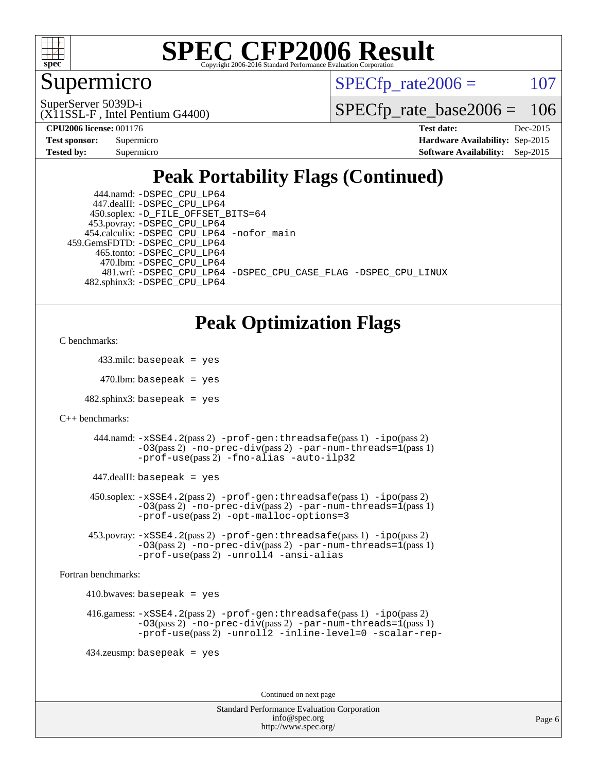# SPEC CFP2006 Result

Copyright 2006-2016 Standard Performance Evaluation Corporation

## Supermicro

SuperServer 5039D-i
(X11SSL-F , Intel Pentium G4400)

SPECfp_rate2006 = 107

SPECfp_rate_base2006 = 106

| | | | |
|---|---|---|---|
| **CPU2006 license:** | 001176 | **Test date:** | Dec-2015 |
| **Test sponsor:** | Supermicro | **Hardware Availability:** | Sep-2015 |
| **Tested by:** | Supermicro | **Software Availability:** | Sep-2015 |

## Peak Portability Flags (Continued)

444.namd: -DSPEC_CPU_LP64
447.dealII: -DSPEC_CPU_LP64
450.soplex: -D_FILE_OFFSET_BITS=64
453.povray: -DSPEC_CPU_LP64
454.calculix: -DSPEC_CPU_LP64 -nofor_main
459.GemsFDTD: -DSPEC_CPU_LP64
465.tonto: -DSPEC_CPU_LP64
470.lbm: -DSPEC_CPU_LP64
481.wrf: -DSPEC_CPU_LP64 -DSPEC_CPU_CASE_FLAG -DSPEC_CPU_LINUX
482.sphinx3: -DSPEC_CPU_LP64

## Peak Optimization Flags

C benchmarks:

433.milc: basepeak = yes

470.lbm: basepeak = yes

482.sphinx3: basepeak = yes

C++ benchmarks:

444.namd: -xSSE4.2(pass 2) -prof-gen:threadsafe(pass 1) -ipo(pass 2) -O3(pass 2) -no-prec-div(pass 2) -par-num-threads=1(pass 1) -prof-use(pass 2) -fno-alias -auto-ilp32

447.dealII: basepeak = yes

450.soplex: -xSSE4.2(pass 2) -prof-gen:threadsafe(pass 1) -ipo(pass 2) -O3(pass 2) -no-prec-div(pass 2) -par-num-threads=1(pass 1) -prof-use(pass 2) -opt-malloc-options=3

453.povray: -xSSE4.2(pass 2) -prof-gen:threadsafe(pass 1) -ipo(pass 2) -O3(pass 2) -no-prec-div(pass 2) -par-num-threads=1(pass 1) -prof-use(pass 2) -unroll4 -ansi-alias

Fortran benchmarks:

410.bwaves: basepeak = yes

416.gamess: -xSSE4.2(pass 2) -prof-gen:threadsafe(pass 1) -ipo(pass 2) -O3(pass 2) -no-prec-div(pass 2) -par-num-threads=1(pass 1) -prof-use(pass 2) -unroll2 -inline-level=0 -scalar-rep-

434.zeusmp: basepeak = yes

Continued on next page

Standard Performance Evaluation Corporation
info@spec.org
http://www.spec.org/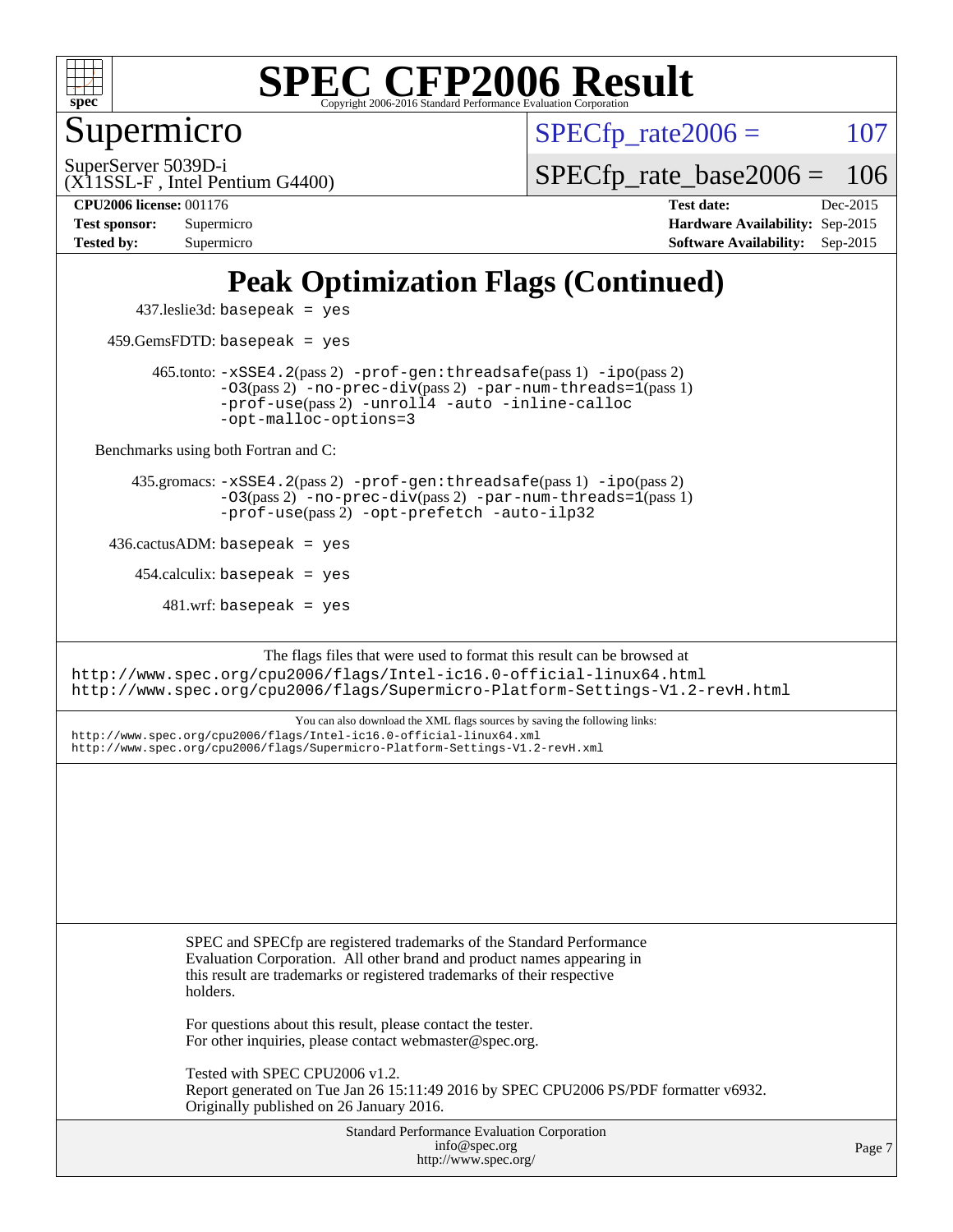# SPEC CFP2006 Result

Copyright 2006-2016 Standard Performance Evaluation Corporation

## Supermicro

SuperServer 5039D-i
(X11SSL-F , Intel Pentium G4400)

SPECfp_rate2006 = 107

SPECfp_rate_base2006 = 106

| | | | |
|---|---|---|---|
| **CPU2006 license:** | 001176 | **Test date:** | Dec-2015 |
| **Test sponsor:** | Supermicro | **Hardware Availability:** | Sep-2015 |
| **Tested by:** | Supermicro | **Software Availability:** | Sep-2015 |

## Peak Optimization Flags (Continued)

437.leslie3d: `basepeak = yes`

459.GemsFDTD: `basepeak = yes`

465.tonto: `-xSSE4.2`(pass 2) `-prof-gen:threadsafe`(pass 1) `-ipo`(pass 2) `-O3`(pass 2) `-no-prec-div`(pass 2) `-par-num-threads=1`(pass 1) `-prof-use`(pass 2) `-unroll4` `-auto` `-inline-calloc` `-opt-malloc-options=3`

Benchmarks using both Fortran and C:

435.gromacs: `-xSSE4.2`(pass 2) `-prof-gen:threadsafe`(pass 1) `-ipo`(pass 2) `-O3`(pass 2) `-no-prec-div`(pass 2) `-par-num-threads=1`(pass 1) `-prof-use`(pass 2) `-opt-prefetch` `-auto-ilp32`

436.cactusADM: `basepeak = yes`

454.calculix: `basepeak = yes`

481.wrf: `basepeak = yes`

The flags files that were used to format this result can be browsed at
http://www.spec.org/cpu2006/flags/Intel-ic16.0-official-linux64.html
http://www.spec.org/cpu2006/flags/Supermicro-Platform-Settings-V1.2-revH.html

You can also download the XML flags sources by saving the following links:
http://www.spec.org/cpu2006/flags/Intel-ic16.0-official-linux64.xml
http://www.spec.org/cpu2006/flags/Supermicro-Platform-Settings-V1.2-revH.xml

SPEC and SPECfp are registered trademarks of the Standard Performance Evaluation Corporation. All other brand and product names appearing in this result are trademarks or registered trademarks of their respective holders.

For questions about this result, please contact the tester.
For other inquiries, please contact webmaster@spec.org.

Tested with SPEC CPU2006 v1.2.
Report generated on Tue Jan 26 15:11:49 2016 by SPEC CPU2006 PS/PDF formatter v6932.
Originally published on 26 January 2016.

Standard Performance Evaluation Corporation
info@spec.org
http://www.spec.org/